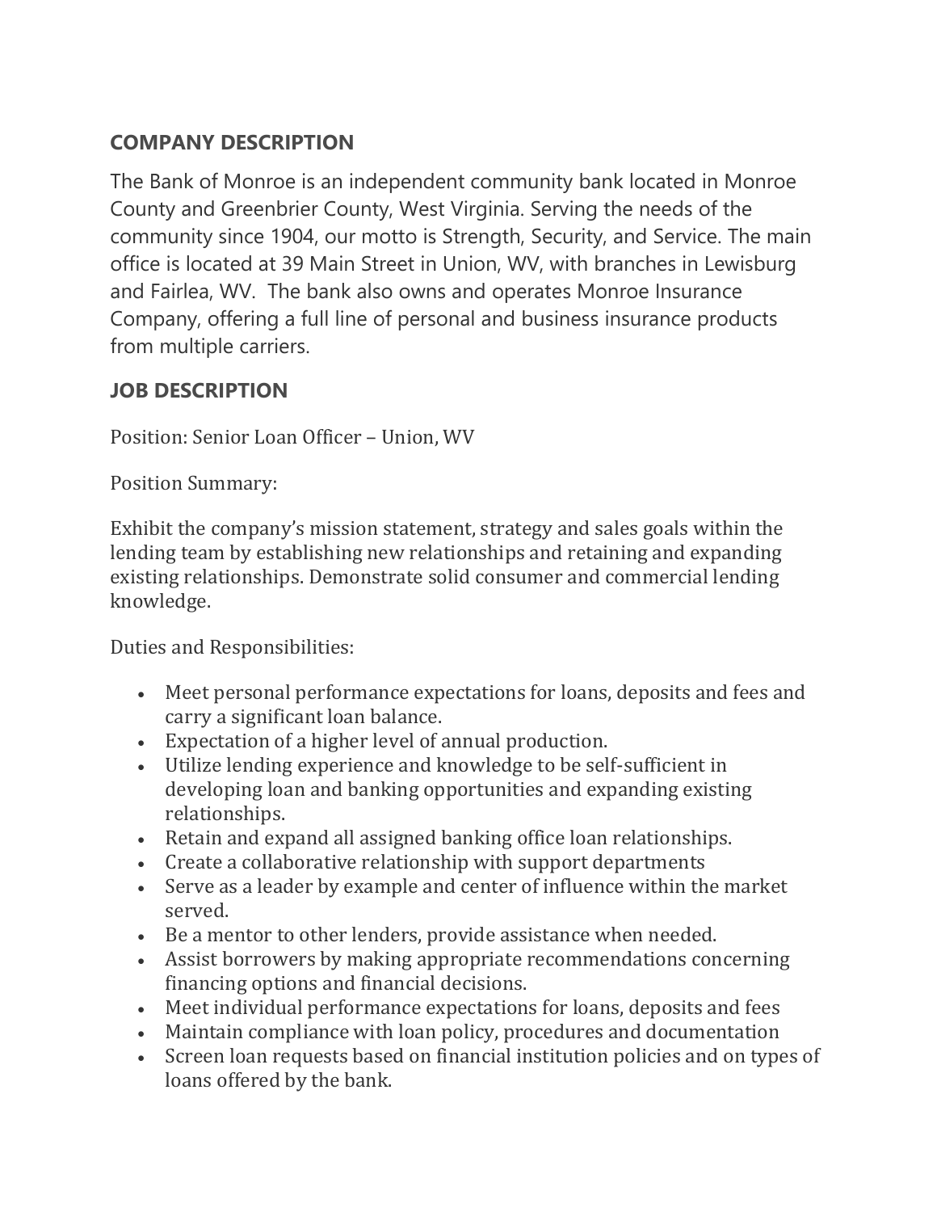## COMPANY DESCRIPTION

The Bank of Monroe is an independent community bank located in Monroe County and Greenbrier County, West Virginia. Serving the needs of the community since 1904, our motto is Strength, Security, and Service. The main office is located at 39 Main Street in Union, WV, with branches in Lewisburg and Fairlea, WV. The bank also owns and operates Monroe Insurance Company, offering a full line of personal and business insurance products from multiple carriers.

## JOB DESCRIPTION

Position: Senior Loan Officer – Union, WV

Position Summary:

Exhibit the company's mission statement, strategy and sales goals within the lending team by establishing new relationships and retaining and expanding existing relationships. Demonstrate solid consumer and commercial lending knowledge.

Duties and Responsibilities:

- Meet personal performance expectations for loans, deposits and fees and carry a significant loan balance.
- Expectation of a higher level of annual production.
- Utilize lending experience and knowledge to be self-sufficient in developing loan and banking opportunities and expanding existing relationships.
- Retain and expand all assigned banking office loan relationships.
- Create a collaborative relationship with support departments
- Serve as a leader by example and center of influence within the market served.
- Be a mentor to other lenders, provide assistance when needed.
- Assist borrowers by making appropriate recommendations concerning financing options and financial decisions.
- Meet individual performance expectations for loans, deposits and fees
- Maintain compliance with loan policy, procedures and documentation
- Screen loan requests based on financial institution policies and on types of loans offered by the bank.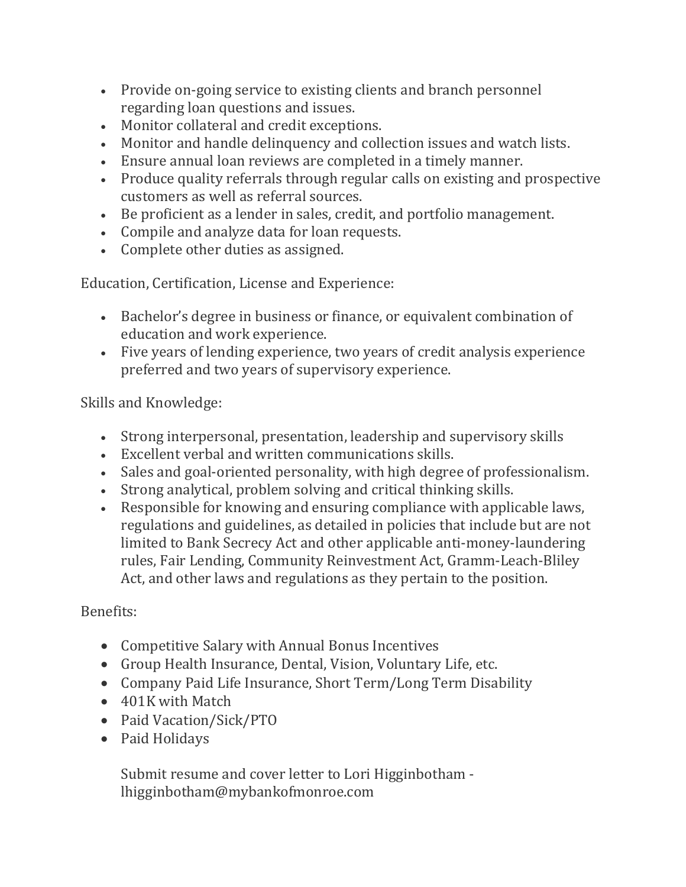- Provide on-going service to existing clients and branch personnel regarding loan questions and issues.
- Monitor collateral and credit exceptions.
- Monitor and handle delinquency and collection issues and watch lists.
- Ensure annual loan reviews are completed in a timely manner.
- Produce quality referrals through regular calls on existing and prospective customers as well as referral sources.
- Be proficient as a lender in sales, credit, and portfolio management.
- Compile and analyze data for loan requests.
- Complete other duties as assigned.

Education, Certification, License and Experience:

- Bachelor's degree in business or finance, or equivalent combination of education and work experience.
- Five years of lending experience, two years of credit analysis experience preferred and two years of supervisory experience.

Skills and Knowledge:

- Strong interpersonal, presentation, leadership and supervisory skills
- Excellent verbal and written communications skills.
- Sales and goal-oriented personality, with high degree of professionalism.
- Strong analytical, problem solving and critical thinking skills.
- Responsible for knowing and ensuring compliance with applicable laws, regulations and guidelines, as detailed in policies that include but are not limited to Bank Secrecy Act and other applicable anti-money-laundering rules, Fair Lending, Community Reinvestment Act, Gramm-Leach-Bliley Act, and other laws and regulations as they pertain to the position.

Benefits:

- Competitive Salary with Annual Bonus Incentives
- Group Health Insurance, Dental, Vision, Voluntary Life, etc.
- Company Paid Life Insurance, Short Term/Long Term Disability
- 401K with Match
- Paid Vacation/Sick/PTO
- Paid Holidays

Submit resume and cover letter to Lori Higginbotham - lhigginbotham@mybankofmonroe.com